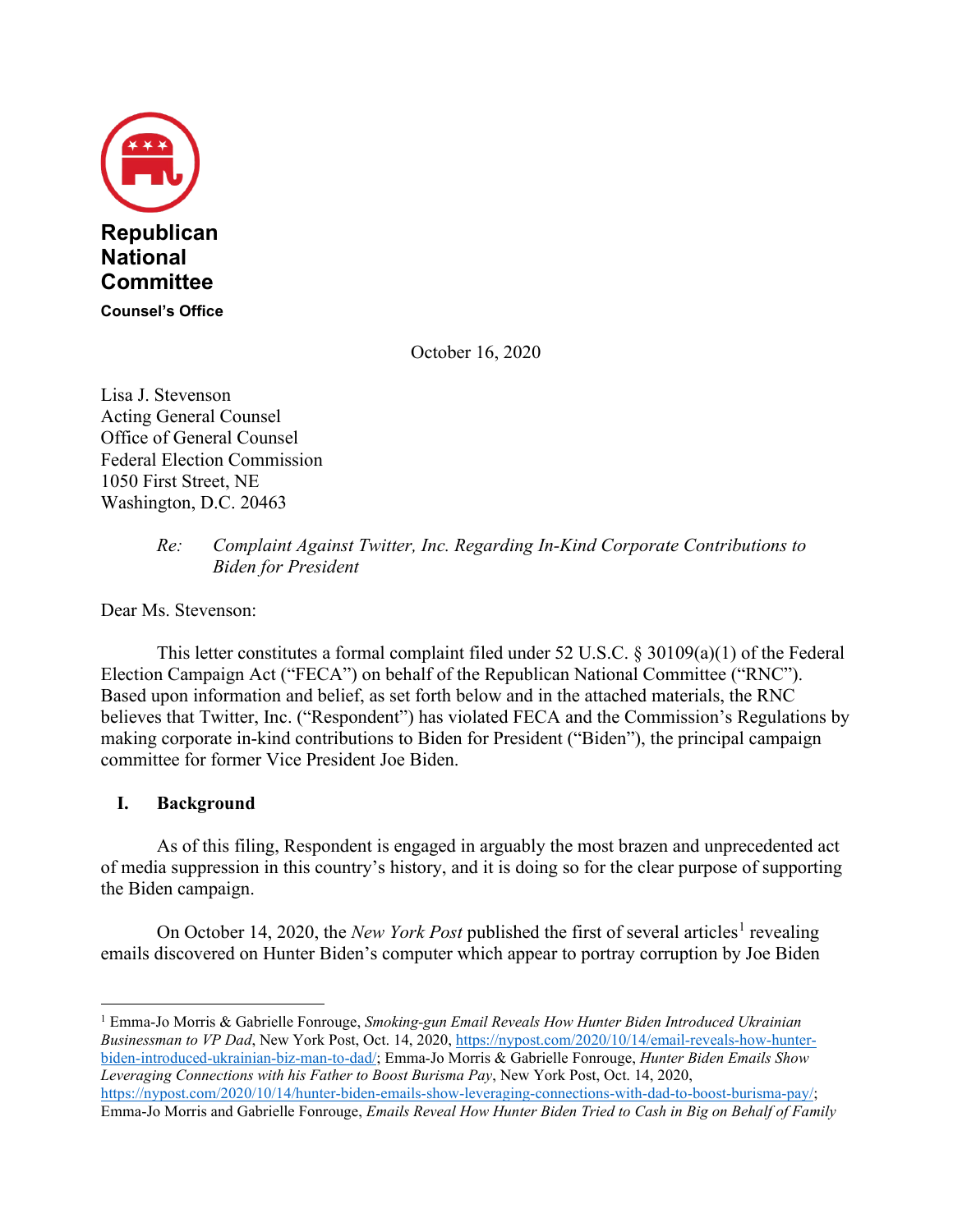**Republican National Committee**

**Counsel's Office**

October 16, 2020

Lisa J. Stevenson
Acting General Counsel
Office of General Counsel
Federal Election Commission
1050 First Street, NE
Washington, D.C. 20463

*Re: Complaint Against Twitter, Inc. Regarding In-Kind Corporate Contributions to Biden for President*

Dear Ms. Stevenson:

This letter constitutes a formal complaint filed under 52 U.S.C. § 30109(a)(1) of the Federal Election Campaign Act ("FECA") on behalf of the Republican National Committee ("RNC"). Based upon information and belief, as set forth below and in the attached materials, the RNC believes that Twitter, Inc. ("Respondent") has violated FECA and the Commission's Regulations by making corporate in-kind contributions to Biden for President ("Biden"), the principal campaign committee for former Vice President Joe Biden.

## I. Background

As of this filing, Respondent is engaged in arguably the most brazen and unprecedented act of media suppression in this country's history, and it is doing so for the clear purpose of supporting the Biden campaign.

On October 14, 2020, the *New York Post* published the first of several articles[1] revealing emails discovered on Hunter Biden's computer which appear to portray corruption by Joe Biden

---

[1] Emma-Jo Morris & Gabrielle Fonrouge, *Smoking-gun Email Reveals How Hunter Biden Introduced Ukrainian Businessman to VP Dad*, New York Post, Oct. 14, 2020, https://nypost.com/2020/10/14/email-reveals-how-hunter-biden-introduced-ukrainian-biz-man-to-dad/; Emma-Jo Morris & Gabrielle Fonrouge, *Hunter Biden Emails Show Leveraging Connections with his Father to Boost Burisma Pay*, New York Post, Oct. 14, 2020, https://nypost.com/2020/10/14/hunter-biden-emails-show-leveraging-connections-with-dad-to-boost-burisma-pay/; Emma-Jo Morris and Gabrielle Fonrouge, *Emails Reveal How Hunter Biden Tried to Cash in Big on Behalf of Family*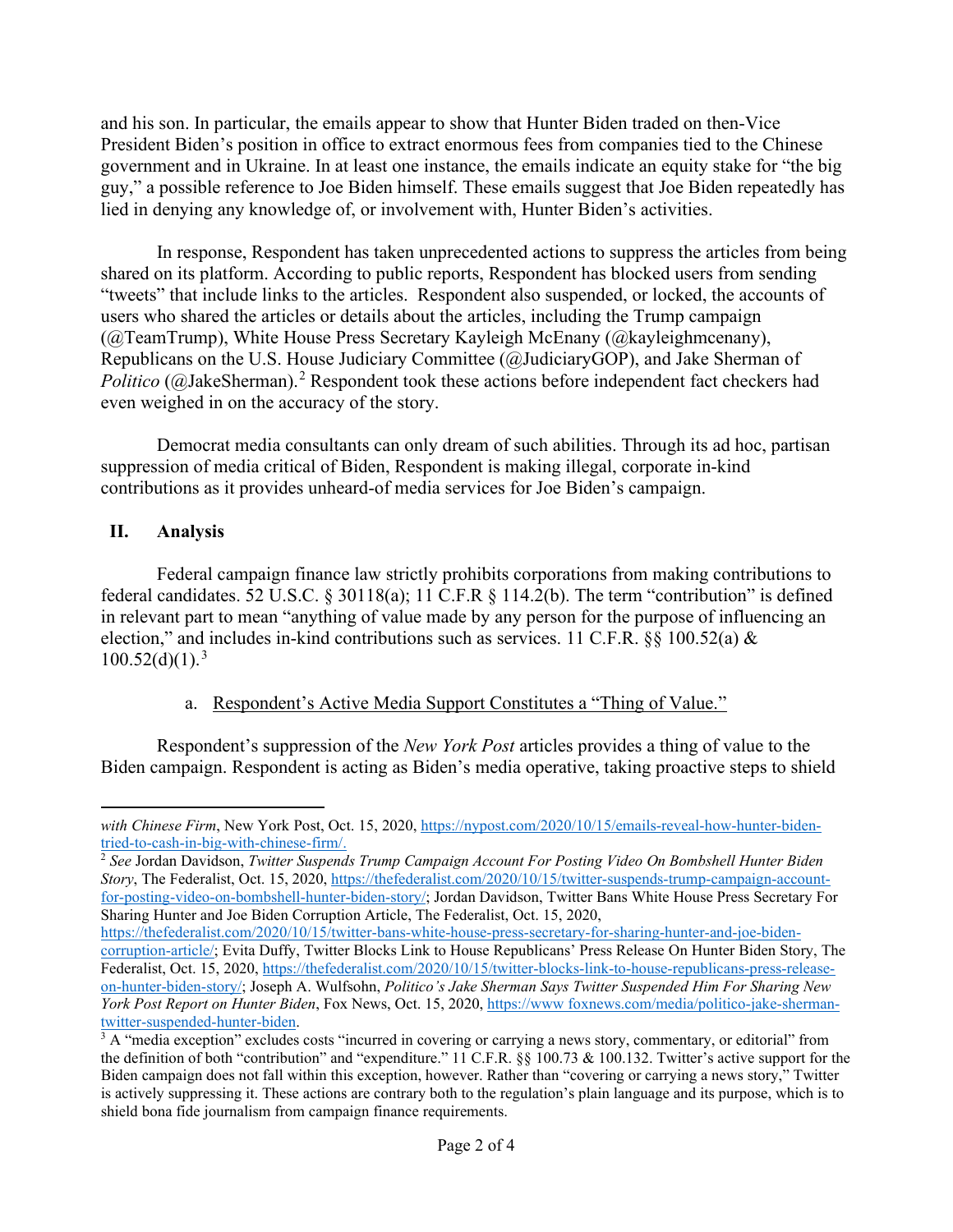and his son. In particular, the emails appear to show that Hunter Biden traded on then-Vice President Biden's position in office to extract enormous fees from companies tied to the Chinese government and in Ukraine. In at least one instance, the emails indicate an equity stake for "the big guy," a possible reference to Joe Biden himself. These emails suggest that Joe Biden repeatedly has lied in denying any knowledge of, or involvement with, Hunter Biden's activities.

In response, Respondent has taken unprecedented actions to suppress the articles from being shared on its platform. According to public reports, Respondent has blocked users from sending "tweets" that include links to the articles. Respondent also suspended, or locked, the accounts of users who shared the articles or details about the articles, including the Trump campaign (@TeamTrump), White House Press Secretary Kayleigh McEnany (@kayleighmcenany), Republicans on the U.S. House Judiciary Committee (@JudiciaryGOP), and Jake Sherman of *Politico* (@JakeSherman).[2] Respondent took these actions before independent fact checkers had even weighed in on the accuracy of the story.

Democrat media consultants can only dream of such abilities. Through its ad hoc, partisan suppression of media critical of Biden, Respondent is making illegal, corporate in-kind contributions as it provides unheard-of media services for Joe Biden's campaign.

## II. Analysis

Federal campaign finance law strictly prohibits corporations from making contributions to federal candidates. 52 U.S.C. § 30118(a); 11 C.F.R § 114.2(b). The term "contribution" is defined in relevant part to mean "anything of value made by any person for the purpose of influencing an election," and includes in-kind contributions such as services. 11 C.F.R. §§ 100.52(a) & 100.52(d)(1).[3]

### a. Respondent's Active Media Support Constitutes a "Thing of Value."

Respondent's suppression of the *New York Post* articles provides a thing of value to the Biden campaign. Respondent is acting as Biden's media operative, taking proactive steps to shield

---

*with Chinese Firm*, New York Post, Oct. 15, 2020, https://nypost.com/2020/10/15/emails-reveal-how-hunter-biden-tried-to-cash-in-big-with-chinese-firm/.

[2] *See* Jordan Davidson, *Twitter Suspends Trump Campaign Account For Posting Video On Bombshell Hunter Biden Story*, The Federalist, Oct. 15, 2020, https://thefederalist.com/2020/10/15/twitter-suspends-trump-campaign-account-for-posting-video-on-bombshell-hunter-biden-story/; Jordan Davidson, Twitter Bans White House Press Secretary For Sharing Hunter and Joe Biden Corruption Article, The Federalist, Oct. 15, 2020, https://thefederalist.com/2020/10/15/twitter-bans-white-house-press-secretary-for-sharing-hunter-and-joe-biden-corruption-article/; Evita Duffy, Twitter Blocks Link to House Republicans' Press Release On Hunter Biden Story, The Federalist, Oct. 15, 2020, https://thefederalist.com/2020/10/15/twitter-blocks-link-to-house-republicans-press-release-on-hunter-biden-story/; Joseph A. Wulfsohn, *Politico's Jake Sherman Says Twitter Suspended Him For Sharing New York Post Report on Hunter Biden*, Fox News, Oct. 15, 2020, https://www foxnews.com/media/politico-jake-sherman-twitter-suspended-hunter-biden.

[3] A "media exception" excludes costs "incurred in covering or carrying a news story, commentary, or editorial" from the definition of both "contribution" and "expenditure." 11 C.F.R. §§ 100.73 & 100.132. Twitter's active support for the Biden campaign does not fall within this exception, however. Rather than "covering or carrying a news story," Twitter is actively suppressing it. These actions are contrary both to the regulation's plain language and its purpose, which is to shield bona fide journalism from campaign finance requirements.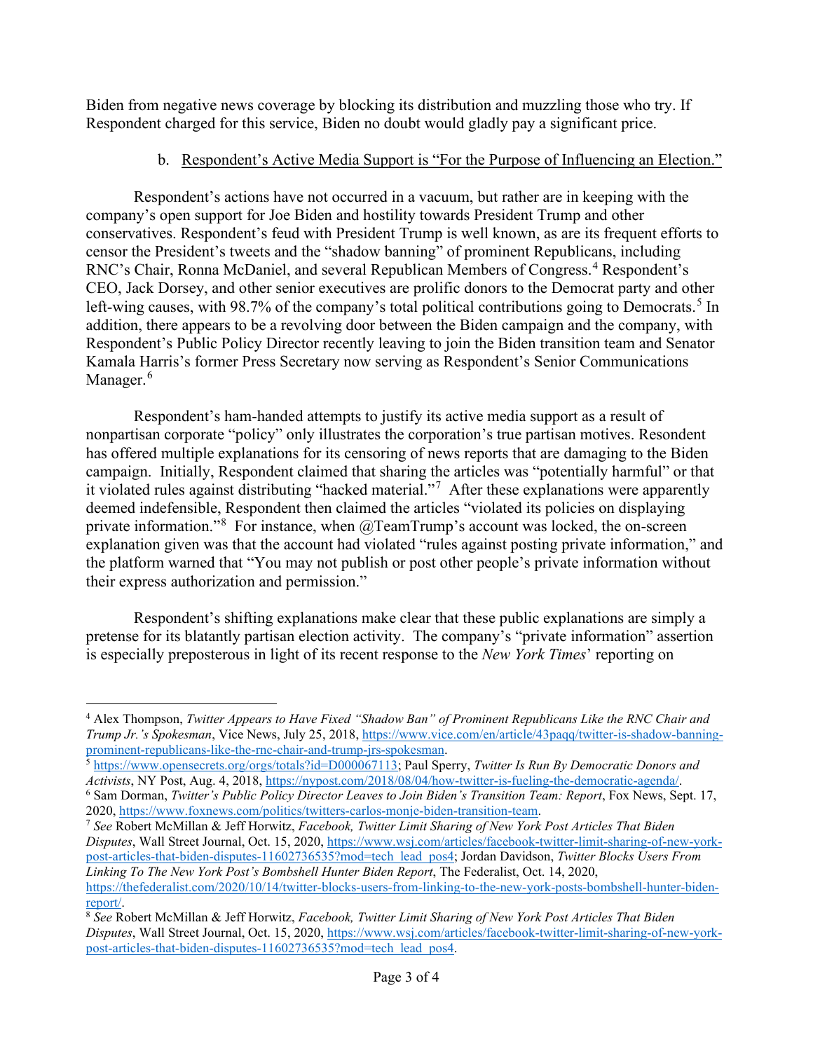Biden from negative news coverage by blocking its distribution and muzzling those who try. If Respondent charged for this service, Biden no doubt would gladly pay a significant price.

b. <u>Respondent's Active Media Support is "For the Purpose of Influencing an Election."</u>

Respondent's actions have not occurred in a vacuum, but rather are in keeping with the company's open support for Joe Biden and hostility towards President Trump and other conservatives. Respondent's feud with President Trump is well known, as are its frequent efforts to censor the President's tweets and the "shadow banning" of prominent Republicans, including RNC's Chair, Ronna McDaniel, and several Republican Members of Congress.[4] Respondent's CEO, Jack Dorsey, and other senior executives are prolific donors to the Democrat party and other left-wing causes, with 98.7% of the company's total political contributions going to Democrats.[5] In addition, there appears to be a revolving door between the Biden campaign and the company, with Respondent's Public Policy Director recently leaving to join the Biden transition team and Senator Kamala Harris's former Press Secretary now serving as Respondent's Senior Communications Manager.[6]

Respondent's ham-handed attempts to justify its active media support as a result of nonpartisan corporate "policy" only illustrates the corporation's true partisan motives. Resondent has offered multiple explanations for its censoring of news reports that are damaging to the Biden campaign. Initially, Respondent claimed that sharing the articles was "potentially harmful" or that it violated rules against distributing "hacked material."[7] After these explanations were apparently deemed indefensible, Respondent then claimed the articles "violated its policies on displaying private information."[8] For instance, when @TeamTrump's account was locked, the on-screen explanation given was that the account had violated "rules against posting private information," and the platform warned that "You may not publish or post other people's private information without their express authorization and permission."

Respondent's shifting explanations make clear that these public explanations are simply a pretense for its blatantly partisan election activity. The company's "private information" assertion is especially preposterous in light of its recent response to the *New York Times*' reporting on

---

[4] Alex Thompson, *Twitter Appears to Have Fixed "Shadow Ban" of Prominent Republicans Like the RNC Chair and Trump Jr.'s Spokesman*, Vice News, July 25, 2018, https://www.vice.com/en/article/43paqq/twitter-is-shadow-banning-prominent-republicans-like-the-rnc-chair-and-trump-jrs-spokesman.

[5] https://www.opensecrets.org/orgs/totals?id=D000067113; Paul Sperry, *Twitter Is Run By Democratic Donors and Activists*, NY Post, Aug. 4, 2018, https://nypost.com/2018/08/04/how-twitter-is-fueling-the-democratic-agenda/.

[6] Sam Dorman, *Twitter's Public Policy Director Leaves to Join Biden's Transition Team: Report*, Fox News, Sept. 17, 2020, https://www.foxnews.com/politics/twitters-carlos-monje-biden-transition-team.

[7] *See* Robert McMillan & Jeff Horwitz, *Facebook, Twitter Limit Sharing of New York Post Articles That Biden Disputes*, Wall Street Journal, Oct. 15, 2020, https://www.wsj.com/articles/facebook-twitter-limit-sharing-of-new-york-post-articles-that-biden-disputes-11602736535?mod=tech_lead_pos4; Jordan Davidson, *Twitter Blocks Users From Linking To The New York Post's Bombshell Hunter Biden Report*, The Federalist, Oct. 14, 2020, https://thefederalist.com/2020/10/14/twitter-blocks-users-from-linking-to-the-new-york-posts-bombshell-hunter-biden-report/.

[8] *See* Robert McMillan & Jeff Horwitz, *Facebook, Twitter Limit Sharing of New York Post Articles That Biden Disputes*, Wall Street Journal, Oct. 15, 2020, https://www.wsj.com/articles/facebook-twitter-limit-sharing-of-new-york-post-articles-that-biden-disputes-11602736535?mod=tech_lead_pos4.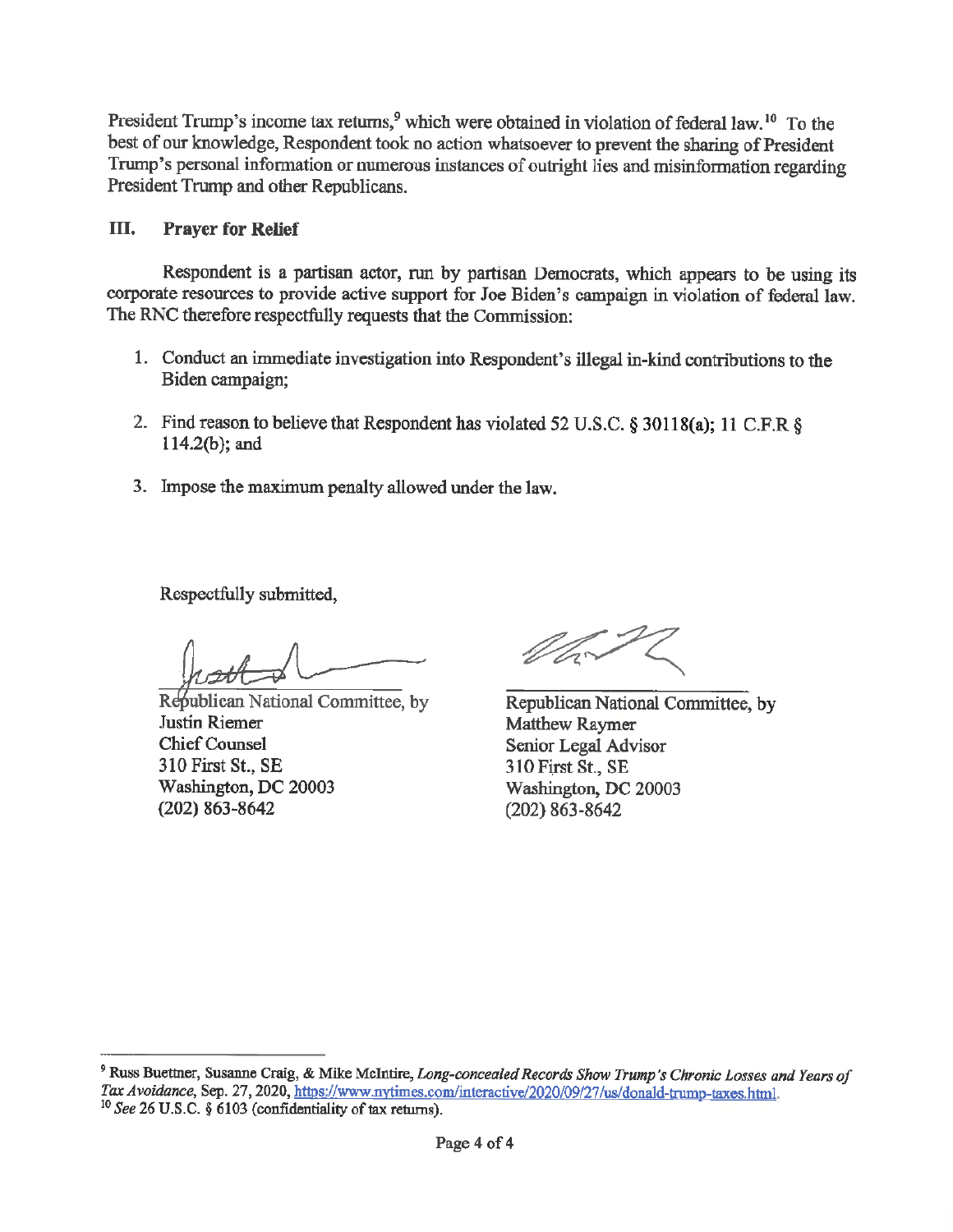President Trump's income tax returns,[9] which were obtained in violation of federal law.[10] To the best of our knowledge, Respondent took no action whatsoever to prevent the sharing of President Trump's personal information or numerous instances of outright lies and misinformation regarding President Trump and other Republicans.

## III. Prayer for Relief

Respondent is a partisan actor, run by partisan Democrats, which appears to be using its corporate resources to provide active support for Joe Biden's campaign in violation of federal law. The RNC therefore respectfully requests that the Commission:

1. Conduct an immediate investigation into Respondent's illegal in-kind contributions to the Biden campaign;
2. Find reason to believe that Respondent has violated 52 U.S.C. § 30118(a); 11 C.F.R § 114.2(b); and
3. Impose the maximum penalty allowed under the law.

Respectfully submitted,

Republican National Committee, by
Justin Riemer
Chief Counsel
310 First St., SE
Washington, DC 20003
(202) 863-8642

Republican National Committee, by
Matthew Raymer
Senior Legal Advisor
310 First St., SE
Washington, DC 20003
(202) 863-8642

---

[9] Russ Buettner, Susanne Craig, & Mike McIntire, *Long-concealed Records Show Trump's Chronic Losses and Years of Tax Avoidance*, Sep. 27, 2020, https://www.nytimes.com/interactive/2020/09/27/us/donald-trump-taxes.html.

[10] *See* 26 U.S.C. § 6103 (confidentiality of tax returns).